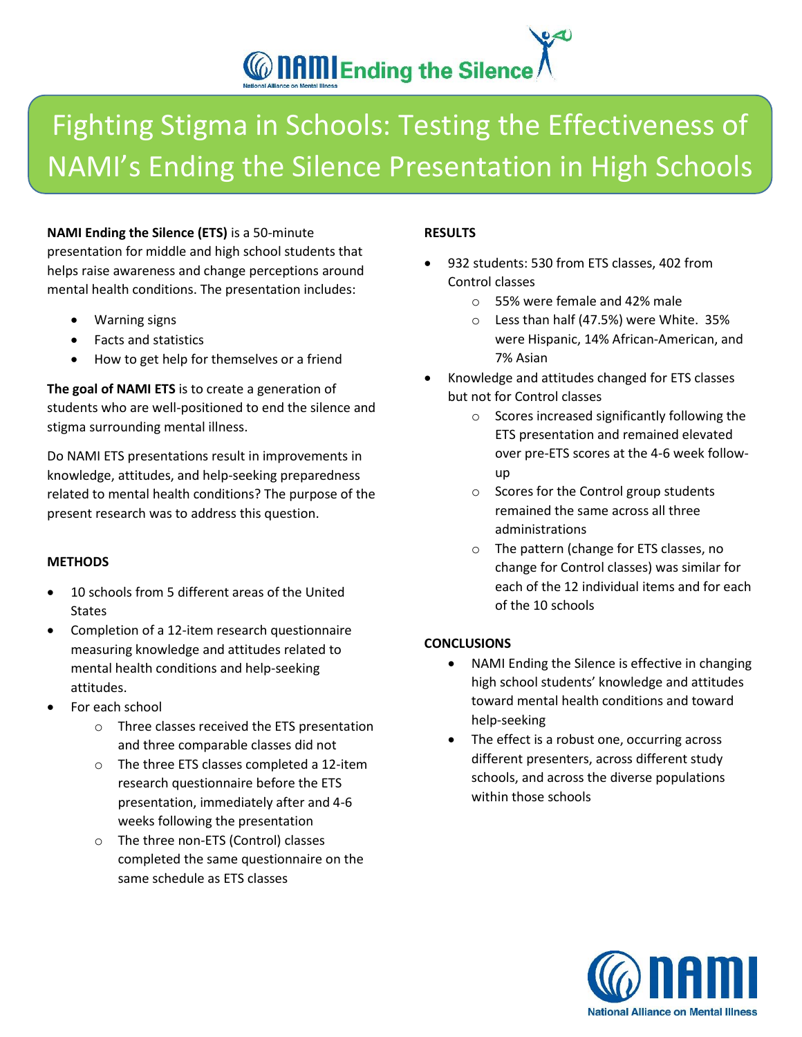# Fighting Stigma in Schools: Testing the Effectiveness of NAMI's Ending the Silence Presentation in High Schools

**NAMI Ending the Silence (ETS)** is a 50-minute presentation for middle and high school students that helps raise awareness and change perceptions around mental health conditions. The presentation includes:

- Warning signs
- Facts and statistics
- How to get help for themselves or a friend

**The goal of NAMI ETS** is to create a generation of students who are well-positioned to end the silence and stigma surrounding mental illness.

Do NAMI ETS presentations result in improvements in knowledge, attitudes, and help-seeking preparedness related to mental health conditions? The purpose of the present research was to address this question.

**METHODS**

- 10 schools from 5 different areas of the United States
- Completion of a 12-item research questionnaire measuring knowledge and attitudes related to mental health conditions and help-seeking attitudes.
- For each school
  - Three classes received the ETS presentation and three comparable classes did not
  - The three ETS classes completed a 12-item research questionnaire before the ETS presentation, immediately after and 4-6 weeks following the presentation
  - The three non-ETS (Control) classes completed the same questionnaire on the same schedule as ETS classes

**RESULTS**

- 932 students: 530 from ETS classes, 402 from Control classes
  - 55% were female and 42% male
  - Less than half (47.5%) were White. 35% were Hispanic, 14% African-American, and 7% Asian
- Knowledge and attitudes changed for ETS classes but not for Control classes
  - Scores increased significantly following the ETS presentation and remained elevated over pre-ETS scores at the 4-6 week follow-up
  - Scores for the Control group students remained the same across all three administrations
  - The pattern (change for ETS classes, no change for Control classes) was similar for each of the 12 individual items and for each of the 10 schools

**CONCLUSIONS**

- NAMI Ending the Silence is effective in changing high school students' knowledge and attitudes toward mental health conditions and toward help-seeking
- The effect is a robust one, occurring across different presenters, across different study schools, and across the diverse populations within those schools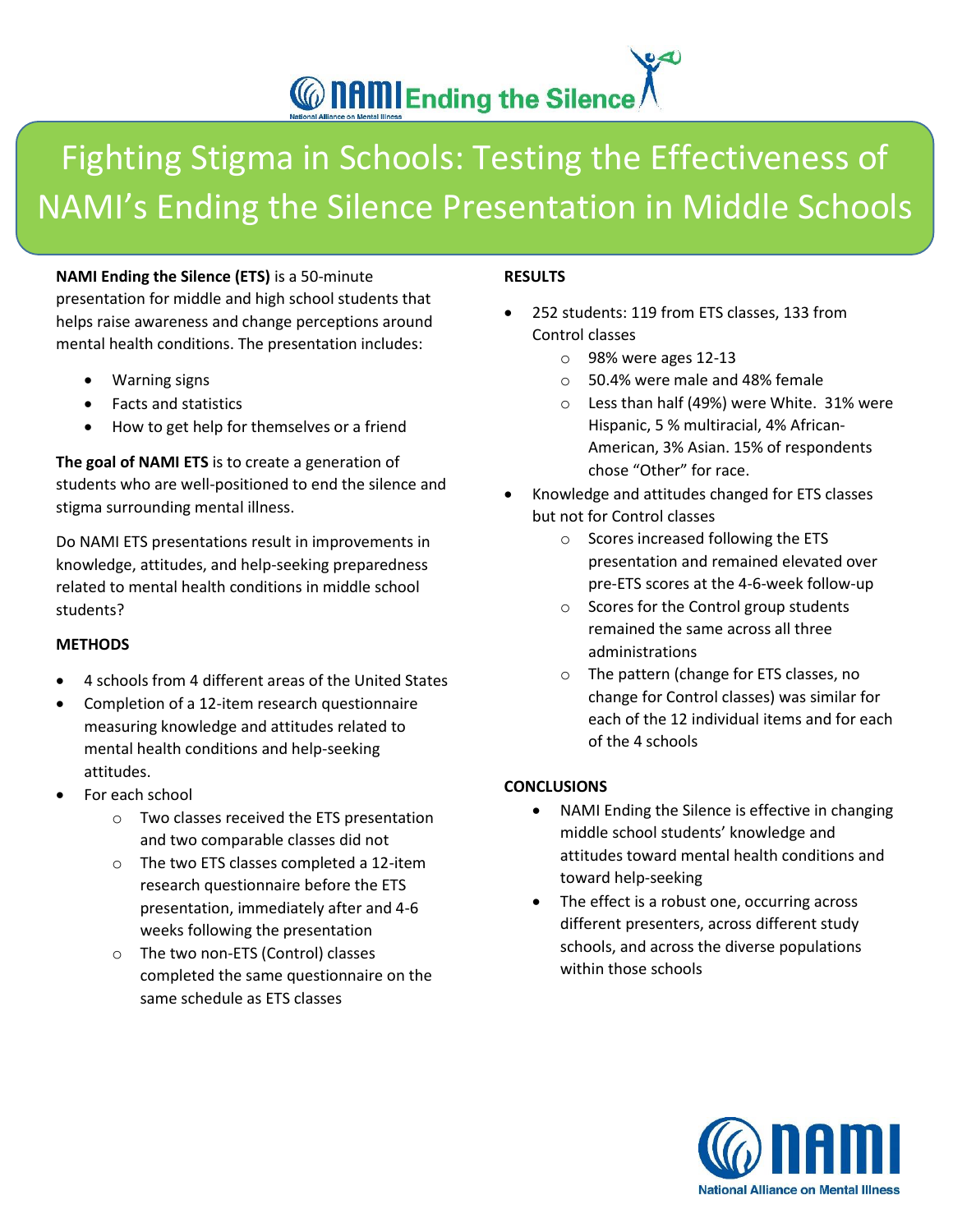# Fighting Stigma in Schools: Testing the Effectiveness of NAMI's Ending the Silence Presentation in Middle Schools

**NAMI Ending the Silence (ETS)** is a 50-minute presentation for middle and high school students that helps raise awareness and change perceptions around mental health conditions. The presentation includes:

- Warning signs
- Facts and statistics
- How to get help for themselves or a friend

**The goal of NAMI ETS** is to create a generation of students who are well-positioned to end the silence and stigma surrounding mental illness.

Do NAMI ETS presentations result in improvements in knowledge, attitudes, and help-seeking preparedness related to mental health conditions in middle school students?

**METHODS**

- 4 schools from 4 different areas of the United States
- Completion of a 12-item research questionnaire measuring knowledge and attitudes related to mental health conditions and help-seeking attitudes.
- For each school
  - Two classes received the ETS presentation and two comparable classes did not
  - The two ETS classes completed a 12-item research questionnaire before the ETS presentation, immediately after and 4-6 weeks following the presentation
  - The two non-ETS (Control) classes completed the same questionnaire on the same schedule as ETS classes

**RESULTS**

- 252 students: 119 from ETS classes, 133 from Control classes
  - 98% were ages 12-13
  - 50.4% were male and 48% female
  - Less than half (49%) were White. 31% were Hispanic, 5 % multiracial, 4% African-American, 3% Asian. 15% of respondents chose "Other" for race.
- Knowledge and attitudes changed for ETS classes but not for Control classes
  - Scores increased following the ETS presentation and remained elevated over pre-ETS scores at the 4-6-week follow-up
  - Scores for the Control group students remained the same across all three administrations
  - The pattern (change for ETS classes, no change for Control classes) was similar for each of the 12 individual items and for each of the 4 schools

**CONCLUSIONS**

- NAMI Ending the Silence is effective in changing middle school students' knowledge and attitudes toward mental health conditions and toward help-seeking
- The effect is a robust one, occurring across different presenters, across different study schools, and across the diverse populations within those schools